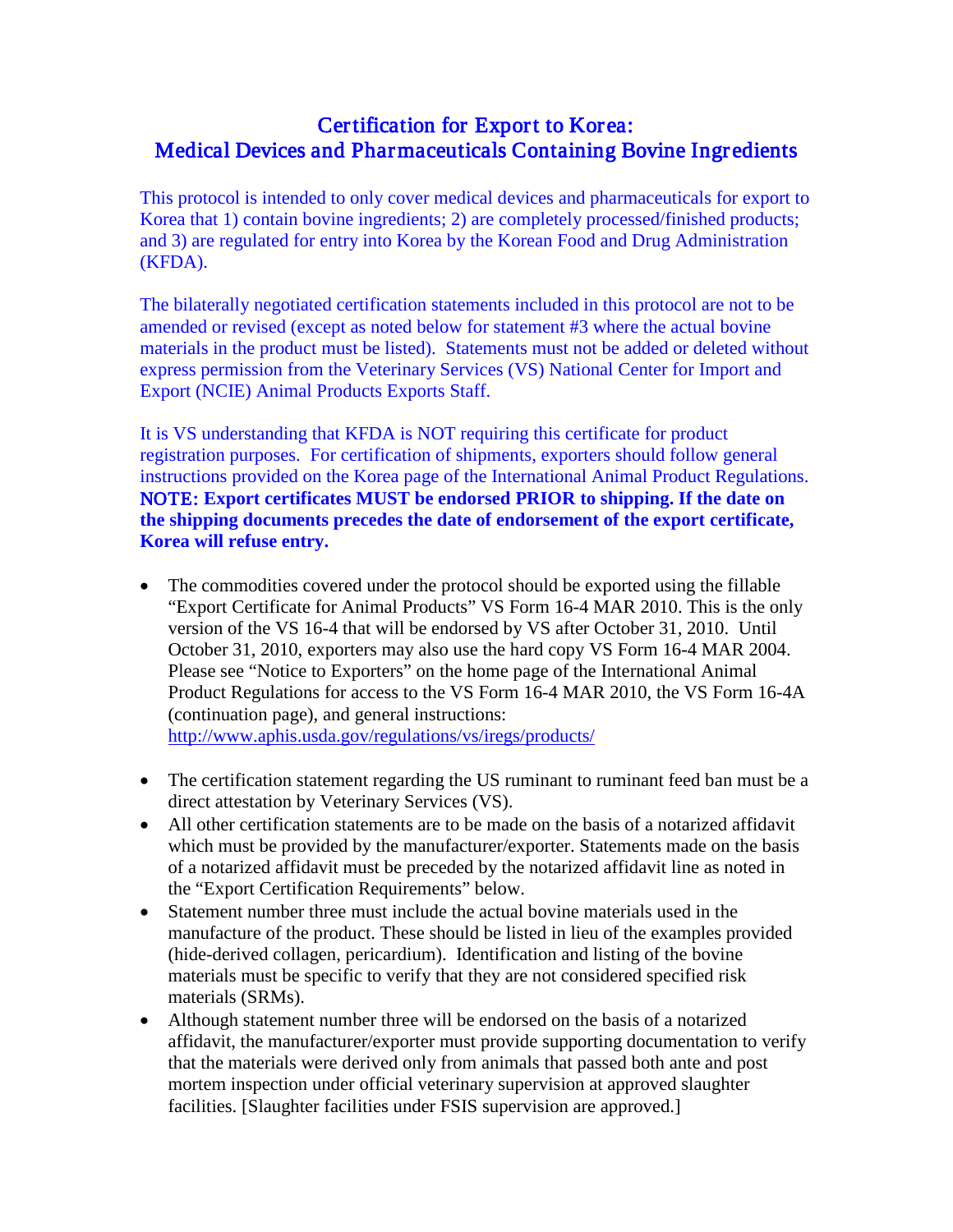# Certification for Export to Korea:
# Medical Devices and Pharmaceuticals Containing Bovine Ingredients

This protocol is intended to only cover medical devices and pharmaceuticals for export to Korea that 1) contain bovine ingredients; 2) are completely processed/finished products; and 3) are regulated for entry into Korea by the Korean Food and Drug Administration (KFDA).

The bilaterally negotiated certification statements included in this protocol are not to be amended or revised (except as noted below for statement #3 where the actual bovine materials in the product must be listed). Statements must not be added or deleted without express permission from the Veterinary Services (VS) National Center for Import and Export (NCIE) Animal Products Exports Staff.

It is VS understanding that KFDA is NOT requiring this certificate for product registration purposes. For certification of shipments, exporters should follow general instructions provided on the Korea page of the International Animal Product Regulations. **NOTE: Export certificates MUST be endorsed PRIOR to shipping. If the date on the shipping documents precedes the date of endorsement of the export certificate, Korea will refuse entry.**

- The commodities covered under the protocol should be exported using the fillable "Export Certificate for Animal Products" VS Form 16-4 MAR 2010. This is the only version of the VS 16-4 that will be endorsed by VS after October 31, 2010. Until October 31, 2010, exporters may also use the hard copy VS Form 16-4 MAR 2004. Please see "Notice to Exporters" on the home page of the International Animal Product Regulations for access to the VS Form 16-4 MAR 2010, the VS Form 16-4A (continuation page), and general instructions: http://www.aphis.usda.gov/regulations/vs/iregs/products/

- The certification statement regarding the US ruminant to ruminant feed ban must be a direct attestation by Veterinary Services (VS).
- All other certification statements are to be made on the basis of a notarized affidavit which must be provided by the manufacturer/exporter. Statements made on the basis of a notarized affidavit must be preceded by the notarized affidavit line as noted in the "Export Certification Requirements" below.
- Statement number three must include the actual bovine materials used in the manufacture of the product. These should be listed in lieu of the examples provided (hide-derived collagen, pericardium). Identification and listing of the bovine materials must be specific to verify that they are not considered specified risk materials (SRMs).
- Although statement number three will be endorsed on the basis of a notarized affidavit, the manufacturer/exporter must provide supporting documentation to verify that the materials were derived only from animals that passed both ante and post mortem inspection under official veterinary supervision at approved slaughter facilities. [Slaughter facilities under FSIS supervision are approved.]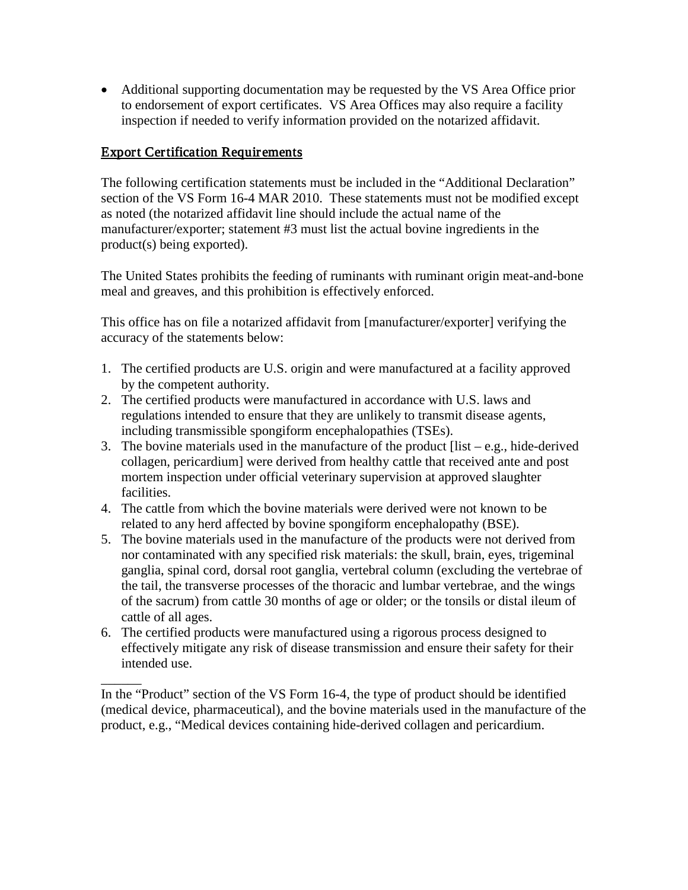- Additional supporting documentation may be requested by the VS Area Office prior to endorsement of export certificates. VS Area Offices may also require a facility inspection if needed to verify information provided on the notarized affidavit.

## Export Certification Requirements

The following certification statements must be included in the "Additional Declaration" section of the VS Form 16-4 MAR 2010. These statements must not be modified except as noted (the notarized affidavit line should include the actual name of the manufacturer/exporter; statement #3 must list the actual bovine ingredients in the product(s) being exported).

The United States prohibits the feeding of ruminants with ruminant origin meat-and-bone meal and greaves, and this prohibition is effectively enforced.

This office has on file a notarized affidavit from [manufacturer/exporter] verifying the accuracy of the statements below:

1. The certified products are U.S. origin and were manufactured at a facility approved by the competent authority.
2. The certified products were manufactured in accordance with U.S. laws and regulations intended to ensure that they are unlikely to transmit disease agents, including transmissible spongiform encephalopathies (TSEs).
3. The bovine materials used in the manufacture of the product [list – e.g., hide-derived collagen, pericardium] were derived from healthy cattle that received ante and post mortem inspection under official veterinary supervision at approved slaughter facilities.
4. The cattle from which the bovine materials were derived were not known to be related to any herd affected by bovine spongiform encephalopathy (BSE).
5. The bovine materials used in the manufacture of the products were not derived from nor contaminated with any specified risk materials: the skull, brain, eyes, trigeminal ganglia, spinal cord, dorsal root ganglia, vertebral column (excluding the vertebrae of the tail, the transverse processes of the thoracic and lumbar vertebrae, and the wings of the sacrum) from cattle 30 months of age or older; or the tonsils or distal ileum of cattle of all ages.
6. The certified products were manufactured using a rigorous process designed to effectively mitigate any risk of disease transmission and ensure their safety for their intended use.

\_\_\_\_\_\_

In the "Product" section of the VS Form 16-4, the type of product should be identified (medical device, pharmaceutical), and the bovine materials used in the manufacture of the product, e.g., "Medical devices containing hide-derived collagen and pericardium.